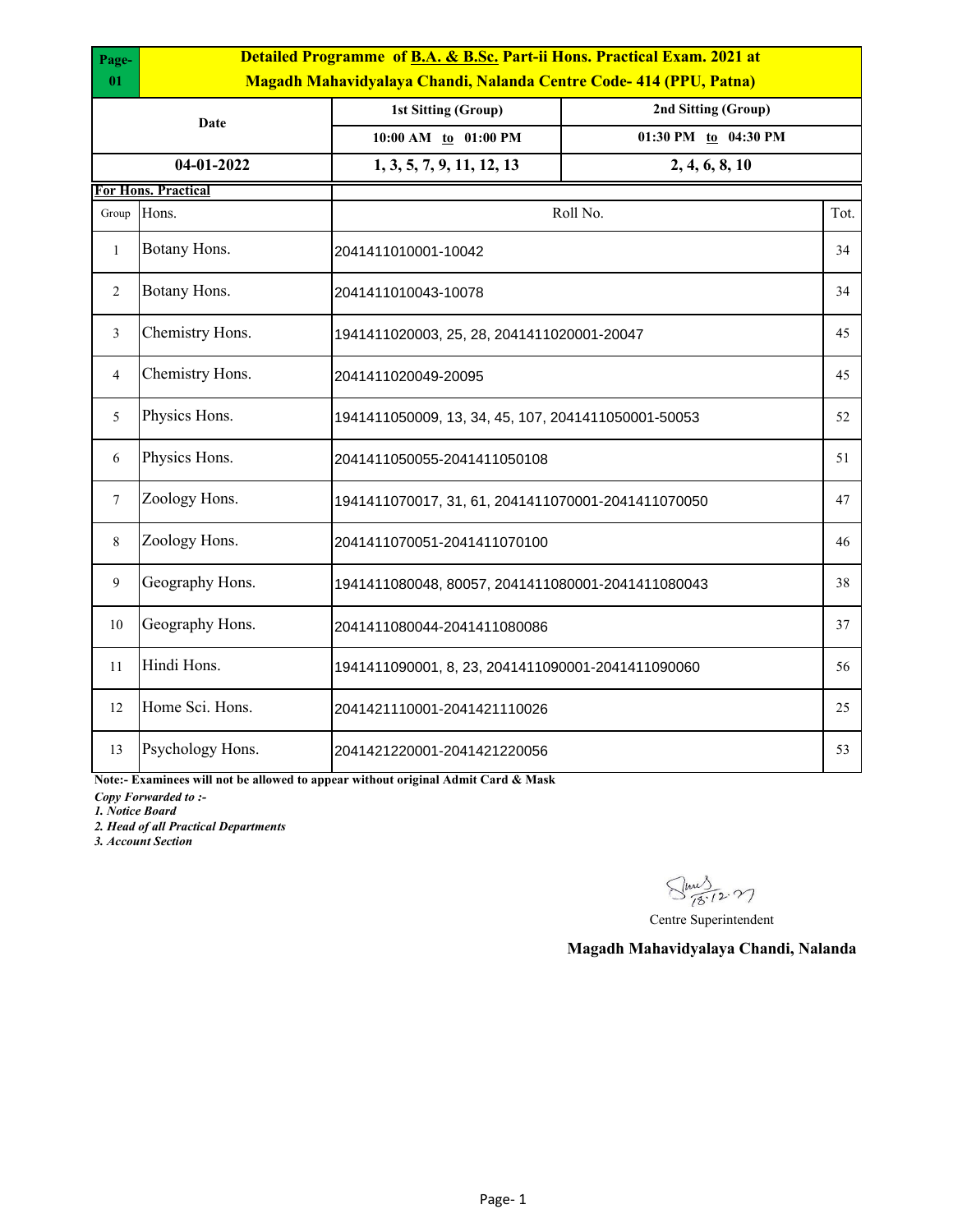**Page-01**

# Detailed Programme of B.A. & B.Sc. Part-ii Hons. Practical Exam. 2021 at Magadh Mahavidyalaya Chandi, Nalanda Centre Code- 414 (PPU, Patna)

| Date | 1st Sitting (Group) | 2nd Sitting (Group) |
|---|---|---|
| | 10:00 AM to 01:00 PM | 01:30 PM to 04:30 PM |
| 04-01-2022 | 1, 3, 5, 7, 9, 11, 12, 13 | 2, 4, 6, 8, 10 |

**For Hons. Practical**

| Group | Hons. | Roll No. | Tot. |
|---|---|---|---|
| 1 | Botany Hons. | 2041411010001-10042 | 34 |
| 2 | Botany Hons. | 2041411010043-10078 | 34 |
| 3 | Chemistry Hons. | 1941411020003, 25, 28, 2041411020001-20047 | 45 |
| 4 | Chemistry Hons. | 2041411020049-20095 | 45 |
| 5 | Physics Hons. | 1941411050009, 13, 34, 45, 107, 2041411050001-50053 | 52 |
| 6 | Physics Hons. | 2041411050055-2041411050108 | 51 |
| 7 | Zoology Hons. | 1941411070017, 31, 61, 2041411070001-2041411070050 | 47 |
| 8 | Zoology Hons. | 2041411070051-2041411070100 | 46 |
| 9 | Geography Hons. | 1941411080048, 80057, 2041411080001-2041411080043 | 38 |
| 10 | Geography Hons. | 2041411080044-2041411080086 | 37 |
| 11 | Hindi Hons. | 1941411090001, 8, 23, 2041411090001-2041411090060 | 56 |
| 12 | Home Sci. Hons. | 2041421110001-2041421110026 | 25 |
| 13 | Psychology Hons. | 2041421220001-2041421220056 | 53 |

**Note:- Examinees will not be allowed to appear without original Admit Card & Mask**

***Copy Forwarded to :-***

***1. Notice Board***

***2. Head of all Practical Departments***

***3. Account Section***

18.12.21

Centre Superintendent

**Magadh Mahavidyalaya Chandi, Nalanda**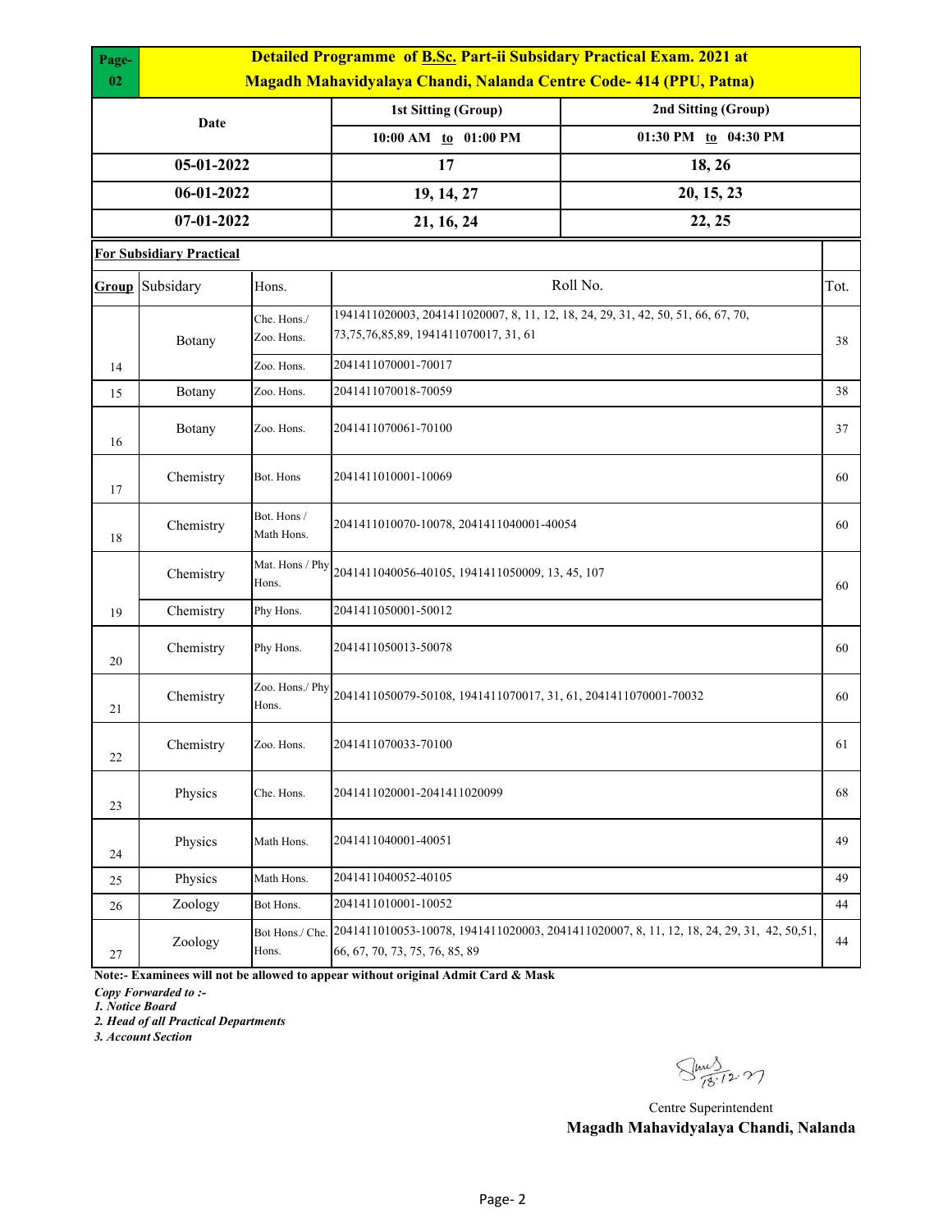**Page-02**

# Detailed Programme of B.Sc. Part-ii Subsidary Practical Exam. 2021 at Magadh Mahavidyalaya Chandi, Nalanda Centre Code- 414 (PPU, Patna)

| Date | 1st Sitting (Group) | 2nd Sitting (Group) |
|---|---|---|
| | 10:00 AM to 01:00 PM | 01:30 PM to 04:30 PM |
| 05-01-2022 | 17 | 18, 26 |
| 06-01-2022 | 19, 14, 27 | 20, 15, 23 |
| 07-01-2022 | 21, 16, 24 | 22, 25 |

**For Subsidiary Practical**

| Group | Subsidary | Hons. | Roll No. | Tot. |
|---|---|---|---|---|
| 14 | Botany | Che. Hons./ Zoo. Hons. | 1941411020003, 2041411020007, 8, 11, 12, 18, 24, 29, 31, 42, 50, 51, 66, 67, 70, 73,75,76,85,89, 1941411070017, 31, 61 | 38 |
| | | Zoo. Hons. | 2041411070001-70017 | |
| 15 | Botany | Zoo. Hons. | 2041411070018-70059 | 38 |
| 16 | Botany | Zoo. Hons. | 2041411070061-70100 | 37 |
| 17 | Chemistry | Bot. Hons | 2041411010001-10069 | 60 |
| 18 | Chemistry | Bot. Hons / Math Hons. | 2041411010070-10078, 2041411040001-40054 | 60 |
| 19 | Chemistry | Mat. Hons / Phy Hons. | 2041411040056-40105, 1941411050009, 13, 45, 107 | 60 |
| | Chemistry | Phy Hons. | 2041411050001-50012 | |
| 20 | Chemistry | Phy Hons. | 2041411050013-50078 | 60 |
| 21 | Chemistry | Zoo. Hons./ Phy Hons. | 2041411050079-50108, 1941411070017, 31, 61, 2041411070001-70032 | 60 |
| 22 | Chemistry | Zoo. Hons. | 2041411070033-70100 | 61 |
| 23 | Physics | Che. Hons. | 2041411020001-2041411020099 | 68 |
| 24 | Physics | Math Hons. | 2041411040001-40051 | 49 |
| 25 | Physics | Math Hons. | 2041411040052-40105 | 49 |
| 26 | Zoology | Bot Hons. | 2041411010001-10052 | 44 |
| 27 | Zoology | Bot Hons./ Che. Hons. | 2041411010053-10078, 1941411020003, 2041411020007, 8, 11, 12, 18, 24, 29, 31, 42, 50,51, 66, 67, 70, 73, 75, 76, 85, 89 | 44 |

**Note:- Examinees will not be allowed to appear without original Admit Card & Mask**

***Copy Forwarded to :-***

1. ***Notice Board***
2. ***Head of all Practical Departments***
3. ***Account Section***

Sd/- 18.12.21

Centre Superintendent

**Magadh Mahavidyalaya Chandi, Nalanda**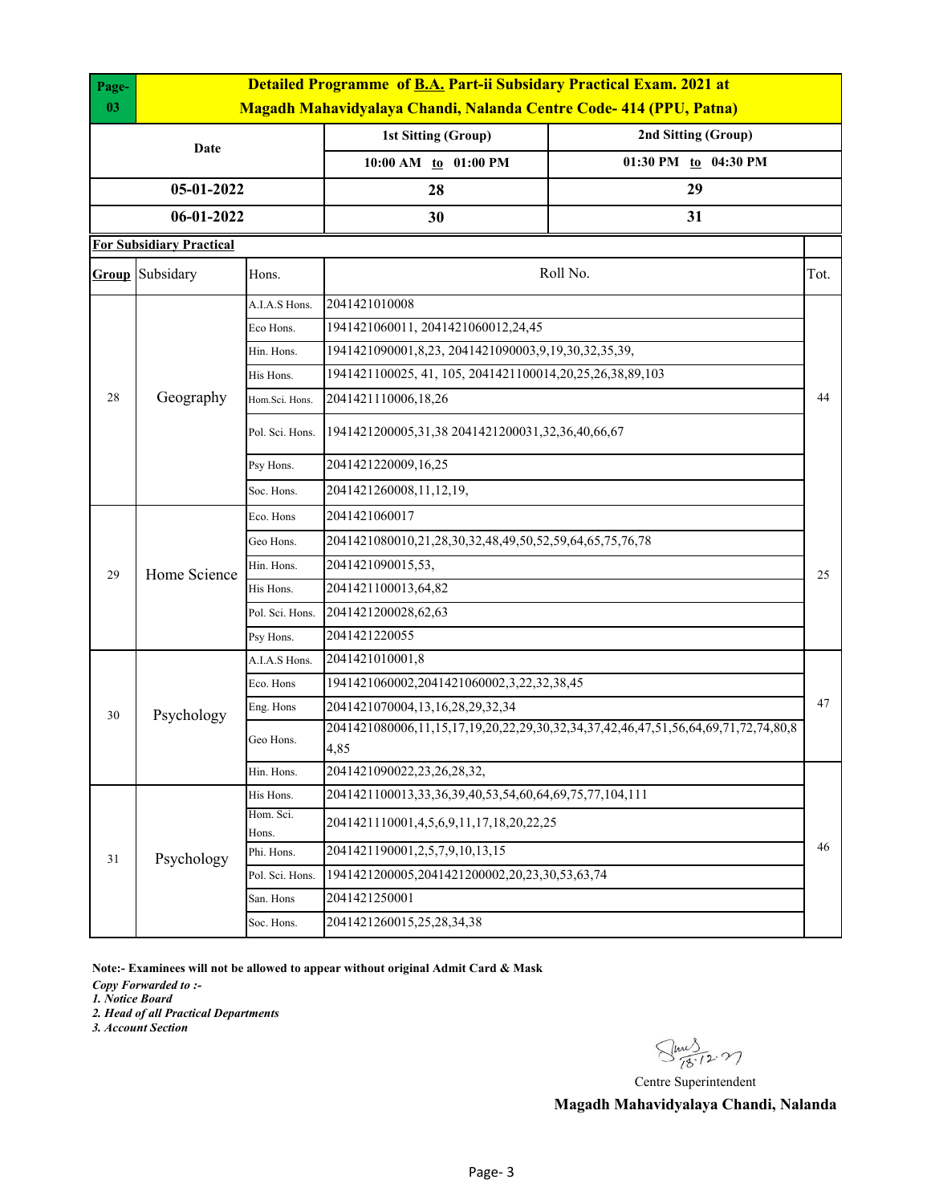| Page-03 | Detailed Programme of **B.A.** Part-ii Subsidary Practical Exam. 2021 at Magadh Mahavidyalaya Chandi, Nalanda Centre Code- 414 (PPU, Patna) | |
|---|---|---|
| Date | 1st Sitting (Group) 10:00 AM to 01:00 PM | 2nd Sitting (Group) 01:30 PM to 04:30 PM |
| 05-01-2022 | 28 | 29 |
| 06-01-2022 | 30 | 31 |

**For Subsidiary Practical**

| Group | Subsidary | Hons. | Roll No. | Tot. |
|---|---|---|---|---|
| 28 | Geography | A.I.A.S Hons. | 2041421010008 | 44 |
| | | Eco Hons. | 1941421060011, 2041421060012,24,45 | |
| | | Hin. Hons. | 1941421090001,8,23, 2041421090003,9,19,30,32,35,39, | |
| | | His Hons. | 1941421100025, 41, 105, 2041421100014,20,25,26,38,89,103 | |
| | | Hom.Sci. Hons. | 2041421110006,18,26 | |
| | | Pol. Sci. Hons. | 1941421200005,31,38 2041421200031,32,36,40,66,67 | |
| | | Psy Hons. | 2041421220009,16,25 | |
| | | Soc. Hons. | 2041421260008,11,12,19, | |
| 29 | Home Science | Eco. Hons | 2041421060017 | 25 |
| | | Geo Hons. | 2041421080010,21,28,30,32,48,49,50,52,59,64,65,75,76,78 | |
| | | Hin. Hons. | 2041421090015,53, | |
| | | His Hons. | 2041421100013,64,82 | |
| | | Pol. Sci. Hons. | 2041421200028,62,63 | |
| | | Psy Hons. | 2041421220055 | |
| 30 | Psychology | A.I.A.S Hons. | 2041421010001,8 | 47 |
| | | Eco. Hons | 1941421060002,2041421060002,3,22,32,38,45 | |
| | | Eng. Hons | 2041421070004,13,16,28,29,32,34 | |
| | | Geo Hons. | 2041421080006,11,15,17,19,20,22,29,30,32,34,37,42,46,47,51,56,64,69,71,72,74,80,84,85 | |
| | | Hin. Hons. | 2041421090022,23,26,28,32, | |
| 31 | Psychology | His Hons. | 2041421100013,33,36,39,40,53,54,60,64,69,75,77,104,111 | 46 |
| | | Hom. Sci. Hons. | 2041421110001,4,5,6,9,11,17,18,20,22,25 | |
| | | Phi. Hons. | 2041421190001,2,5,7,9,10,13,15 | |
| | | Pol. Sci. Hons. | 1941421200005,2041421200002,20,23,30,53,63,74 | |
| | | San. Hons | 2041421250001 | |
| | | Soc. Hons. | 2041421260015,25,28,34,38 | |

**Note:- Examinees will not be allowed to appear without original Admit Card & Mask**

***Copy Forwarded to :-***
***1. Notice Board***
***2. Head of all Practical Departments***
***3. Account Section***

18.12.21

Centre Superintendent

**Magadh Mahavidyalaya Chandi, Nalanda**